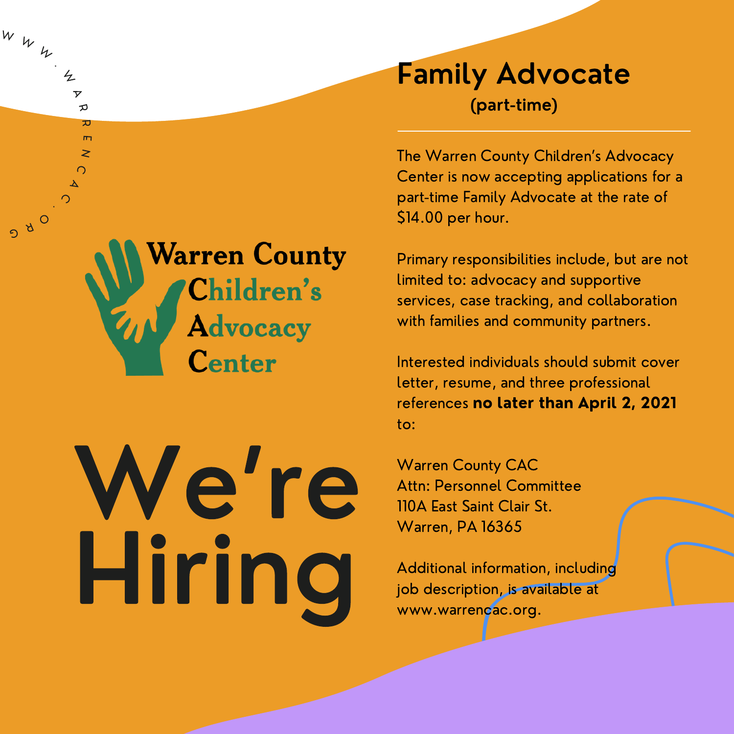www.warrencac.org

Warren County Children's Advocacy Center

# We're Hiring

## Family Advocate

(part-time)

The Warren County Children's Advocacy Center is now accepting applications for a part-time Family Advocate at the rate of $14.00 per hour.

Primary responsibilities include, but are not limited to: advocacy and supportive services, case tracking, and collaboration with families and community partners.

Interested individuals should submit cover letter, resume, and three professional references **no later than April 2, 2021** to:

Warren County CAC
Attn: Personnel Committee
110A East Saint Clair St.
Warren, PA 16365

Additional information, including job description, is available at www.warrencac.org.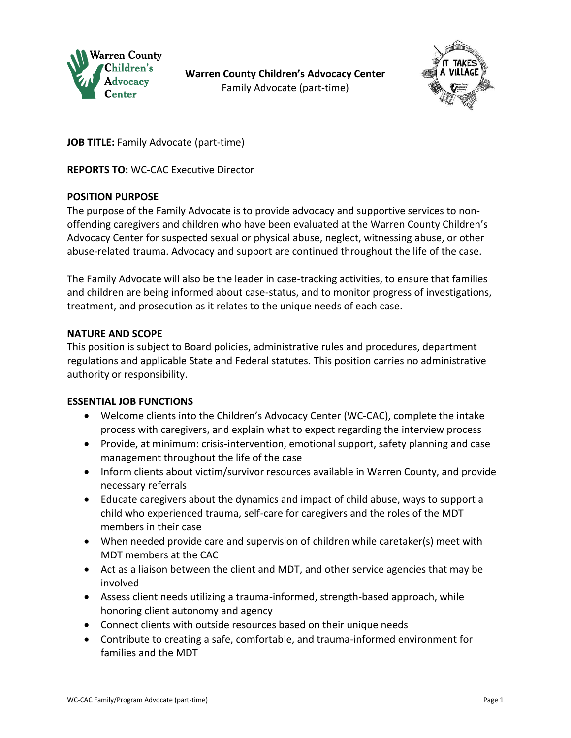**Warren County Children's Advocacy Center**
Family Advocate (part-time)

**JOB TITLE:** Family Advocate (part-time)

**REPORTS TO:** WC-CAC Executive Director

**POSITION PURPOSE**

The purpose of the Family Advocate is to provide advocacy and supportive services to non-offending caregivers and children who have been evaluated at the Warren County Children's Advocacy Center for suspected sexual or physical abuse, neglect, witnessing abuse, or other abuse-related trauma. Advocacy and support are continued throughout the life of the case.

The Family Advocate will also be the leader in case-tracking activities, to ensure that families and children are being informed about case-status, and to monitor progress of investigations, treatment, and prosecution as it relates to the unique needs of each case.

**NATURE AND SCOPE**

This position is subject to Board policies, administrative rules and procedures, department regulations and applicable State and Federal statutes. This position carries no administrative authority or responsibility.

**ESSENTIAL JOB FUNCTIONS**

- Welcome clients into the Children's Advocacy Center (WC-CAC), complete the intake process with caregivers, and explain what to expect regarding the interview process
- Provide, at minimum: crisis-intervention, emotional support, safety planning and case management throughout the life of the case
- Inform clients about victim/survivor resources available in Warren County, and provide necessary referrals
- Educate caregivers about the dynamics and impact of child abuse, ways to support a child who experienced trauma, self-care for caregivers and the roles of the MDT members in their case
- When needed provide care and supervision of children while caretaker(s) meet with MDT members at the CAC
- Act as a liaison between the client and MDT, and other service agencies that may be involved
- Assess client needs utilizing a trauma-informed, strength-based approach, while honoring client autonomy and agency
- Connect clients with outside resources based on their unique needs
- Contribute to creating a safe, comfortable, and trauma-informed environment for families and the MDT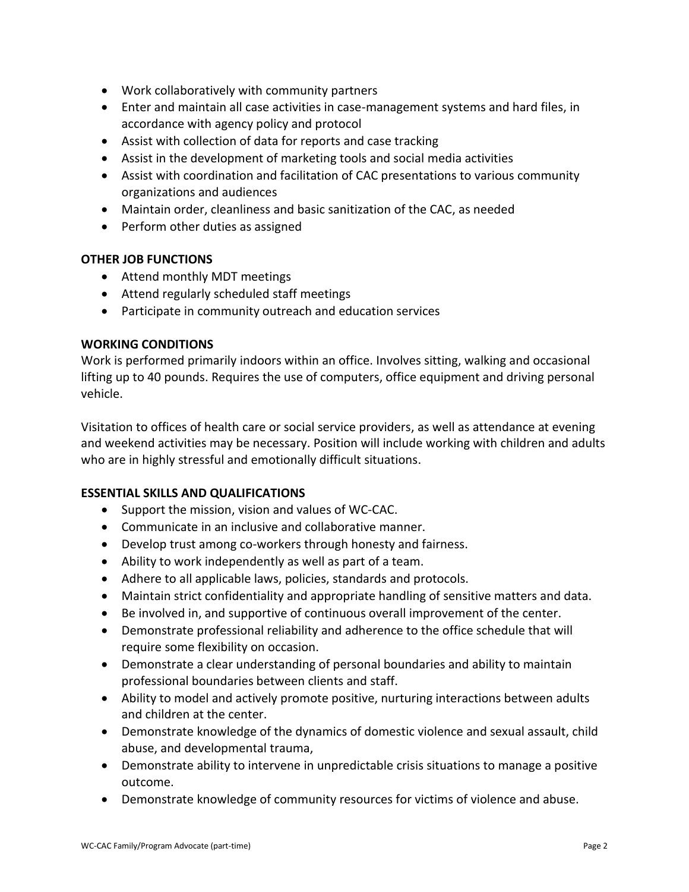- Work collaboratively with community partners
- Enter and maintain all case activities in case-management systems and hard files, in accordance with agency policy and protocol
- Assist with collection of data for reports and case tracking
- Assist in the development of marketing tools and social media activities
- Assist with coordination and facilitation of CAC presentations to various community organizations and audiences
- Maintain order, cleanliness and basic sanitization of the CAC, as needed
- Perform other duties as assigned

**OTHER JOB FUNCTIONS**

- Attend monthly MDT meetings
- Attend regularly scheduled staff meetings
- Participate in community outreach and education services

**WORKING CONDITIONS**

Work is performed primarily indoors within an office. Involves sitting, walking and occasional lifting up to 40 pounds. Requires the use of computers, office equipment and driving personal vehicle.

Visitation to offices of health care or social service providers, as well as attendance at evening and weekend activities may be necessary. Position will include working with children and adults who are in highly stressful and emotionally difficult situations.

**ESSENTIAL SKILLS AND QUALIFICATIONS**

- Support the mission, vision and values of WC-CAC.
- Communicate in an inclusive and collaborative manner.
- Develop trust among co-workers through honesty and fairness.
- Ability to work independently as well as part of a team.
- Adhere to all applicable laws, policies, standards and protocols.
- Maintain strict confidentiality and appropriate handling of sensitive matters and data.
- Be involved in, and supportive of continuous overall improvement of the center.
- Demonstrate professional reliability and adherence to the office schedule that will require some flexibility on occasion.
- Demonstrate a clear understanding of personal boundaries and ability to maintain professional boundaries between clients and staff.
- Ability to model and actively promote positive, nurturing interactions between adults and children at the center.
- Demonstrate knowledge of the dynamics of domestic violence and sexual assault, child abuse, and developmental trauma,
- Demonstrate ability to intervene in unpredictable crisis situations to manage a positive outcome.
- Demonstrate knowledge of community resources for victims of violence and abuse.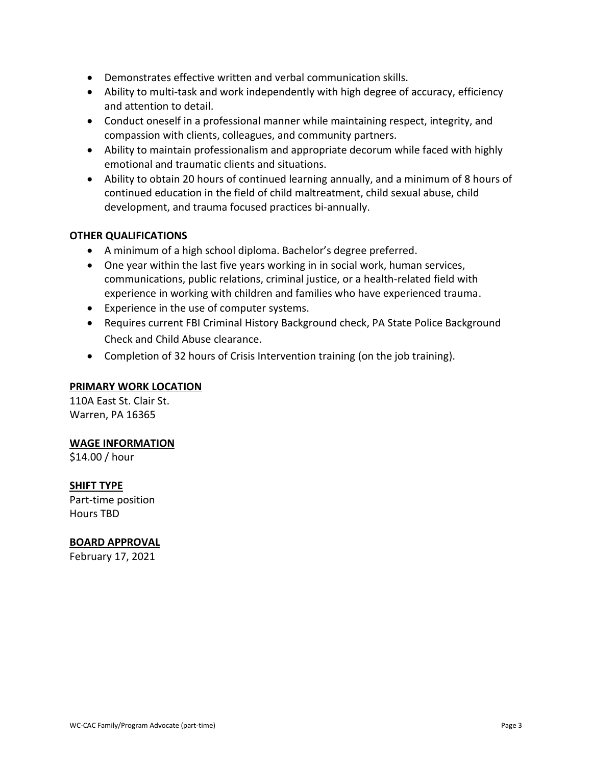- Demonstrates effective written and verbal communication skills.
- Ability to multi-task and work independently with high degree of accuracy, efficiency and attention to detail.
- Conduct oneself in a professional manner while maintaining respect, integrity, and compassion with clients, colleagues, and community partners.
- Ability to maintain professionalism and appropriate decorum while faced with highly emotional and traumatic clients and situations.
- Ability to obtain 20 hours of continued learning annually, and a minimum of 8 hours of continued education in the field of child maltreatment, child sexual abuse, child development, and trauma focused practices bi-annually.

**OTHER QUALIFICATIONS**

- A minimum of a high school diploma. Bachelor's degree preferred.
- One year within the last five years working in in social work, human services, communications, public relations, criminal justice, or a health-related field with experience in working with children and families who have experienced trauma.
- Experience in the use of computer systems.
- Requires current FBI Criminal History Background check, PA State Police Background Check and Child Abuse clearance.
- Completion of 32 hours of Crisis Intervention training (on the job training).

**PRIMARY WORK LOCATION**

110A East St. Clair St.
Warren, PA 16365

**WAGE INFORMATION**

$14.00 / hour

**SHIFT TYPE**

Part-time position
Hours TBD

**BOARD APPROVAL**

February 17, 2021